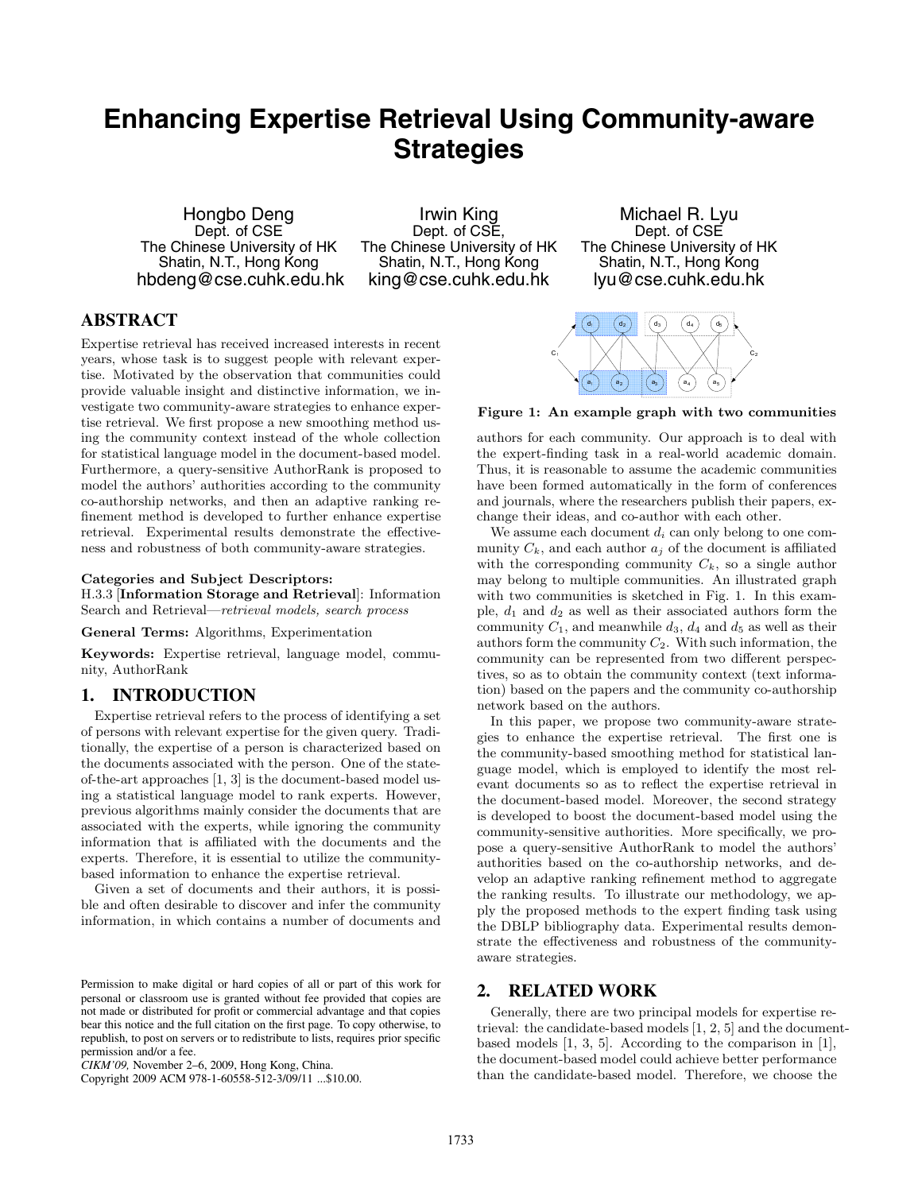# Enhancing Expertise Retrieval Using Community-aware Strategies

Hongbo Deng
Dept. of CSE
The Chinese University of HK
Shatin, N.T., Hong Kong
hbdeng@cse.cuhk.edu.hk

Irwin King
Dept. of CSE,
The Chinese University of HK
Shatin, N.T., Hong Kong
king@cse.cuhk.edu.hk

Michael R. Lyu
Dept. of CSE
The Chinese University of HK
Shatin, N.T., Hong Kong
lyu@cse.cuhk.edu.hk

## ABSTRACT

Expertise retrieval has received increased interests in recent years, whose task is to suggest people with relevant expertise. Motivated by the observation that communities could provide valuable insight and distinctive information, we investigate two community-aware strategies to enhance expertise retrieval. We first propose a new smoothing method using the community context instead of the whole collection for statistical language model in the document-based model. Furthermore, a query-sensitive AuthorRank is proposed to model the authors' authorities according to the community co-authorship networks, and then an adaptive ranking refinement method is developed to further enhance expertise retrieval. Experimental results demonstrate the effectiveness and robustness of both community-aware strategies.

**Categories and Subject Descriptors:**
H.3.3 [**Information Storage and Retrieval**]: Information Search and Retrieval—*retrieval models, search process*

**General Terms:** Algorithms, Experimentation

**Keywords:** Expertise retrieval, language model, community, AuthorRank

## 1. INTRODUCTION

Expertise retrieval refers to the process of identifying a set of persons with relevant expertise for the given query. Traditionally, the expertise of a person is characterized based on the documents associated with the person. One of the state-of-the-art approaches [1, 3] is the document-based model using a statistical language model to rank experts. However, previous algorithms mainly consider the documents that are associated with the experts, while ignoring the community information that is affiliated with the documents and the experts. Therefore, it is essential to utilize the community-based information to enhance the expertise retrieval.

Given a set of documents and their authors, it is possible and often desirable to discover and infer the community information, in which contains a number of documents and authors for each community. Our approach is to deal with the expert-finding task in a real-world academic domain. Thus, it is reasonable to assume the academic communities have been formed automatically in the form of conferences and journals, where the researchers publish their papers, exchange their ideas, and co-author with each other.

**Figure 1: An example graph with two communities**

We assume each document $d_i$ can only belong to one community $C_k$, and each author $a_j$ of the document is affiliated with the corresponding community $C_k$, so a single author may belong to multiple communities. An illustrated graph with two communities is sketched in Fig. 1. In this example, $d_1$ and $d_2$ as well as their associated authors form the community $C_1$, and meanwhile $d_3$, $d_4$ and $d_5$ as well as their authors form the community $C_2$. With such information, the community can be represented from two different perspectives, so as to obtain the community context (text information) based on the papers and the community co-authorship network based on the authors.

In this paper, we propose two community-aware strategies to enhance the expertise retrieval. The first one is the community-based smoothing method for statistical language model, which is employed to identify the most relevant documents so as to reflect the expertise retrieval in the document-based model. Moreover, the second strategy is developed to boost the document-based model using the community-sensitive authorities. More specifically, we propose a query-sensitive AuthorRank to model the authors' authorities based on the co-authorship networks, and develop an adaptive ranking refinement method to aggregate the ranking results. To illustrate our methodology, we apply the proposed methods to the expert finding task using the DBLP bibliography data. Experimental results demonstrate the effectiveness and robustness of the community-aware strategies.

## 2. RELATED WORK

Generally, there are two principal models for expertise retrieval: the candidate-based models [1, 2, 5] and the document-based models [1, 3, 5]. According to the comparison in [1], the document-based model could achieve better performance than the candidate-based model. Therefore, we choose the

Permission to make digital or hard copies of all or part of this work for personal or classroom use is granted without fee provided that copies are not made or distributed for profit or commercial advantage and that copies bear this notice and the full citation on the first page. To copy otherwise, to republish, to post on servers or to redistribute to lists, requires prior specific permission and/or a fee.
*CIKM'09,* November 2–6, 2009, Hong Kong, China.
Copyright 2009 ACM 978-1-60558-512-3/09/11 ...$10.00.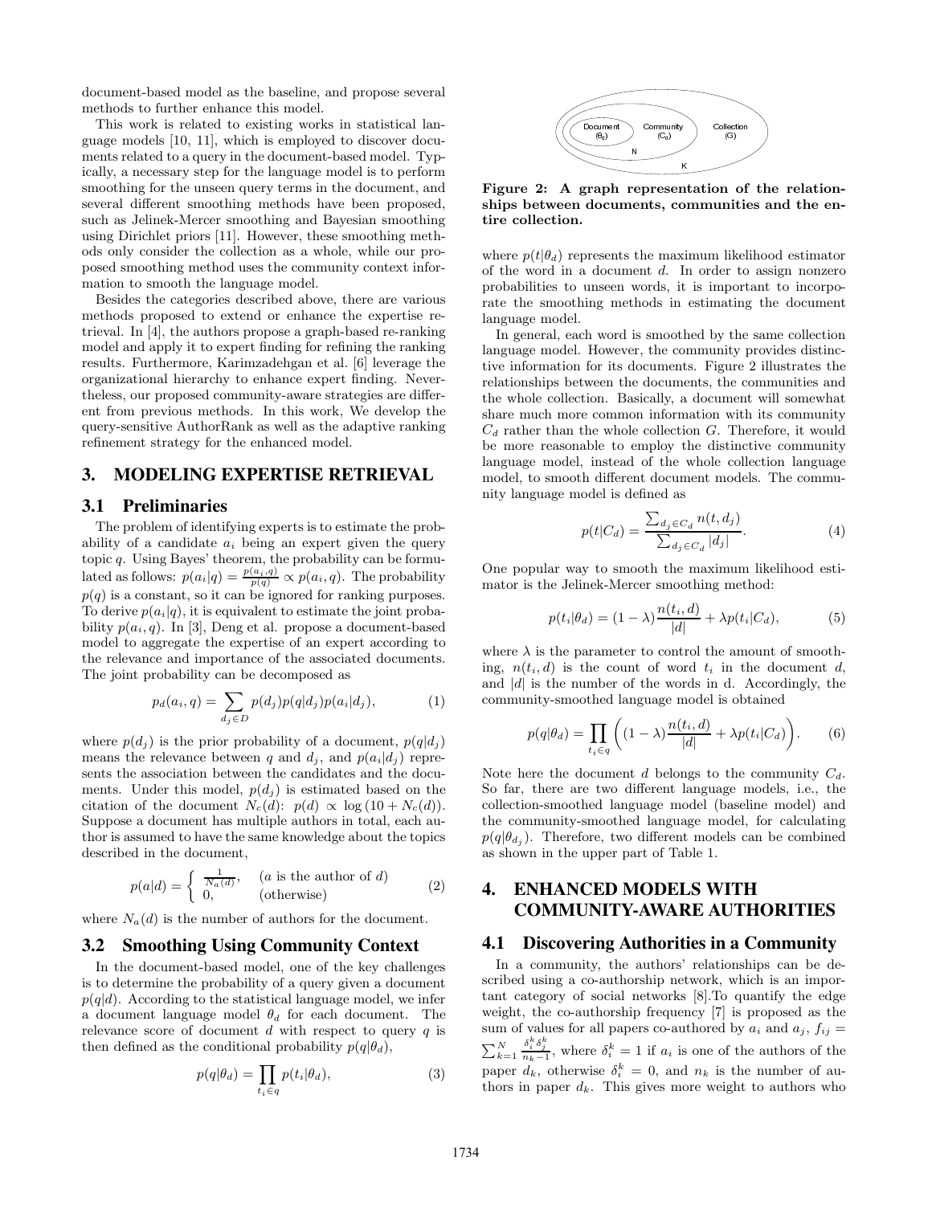document-based model as the baseline, and propose several methods to further enhance this model.

This work is related to existing works in statistical language models [10, 11], which is employed to discover documents related to a query in the document-based model. Typically, a necessary step for the language model is to perform smoothing for the unseen query terms in the document, and several different smoothing methods have been proposed, such as Jelinek-Mercer smoothing and Bayesian smoothing using Dirichlet priors [11]. However, these smoothing methods only consider the collection as a whole, while our proposed smoothing method uses the community context information to smooth the language model.

Besides the categories described above, there are various methods proposed to extend or enhance the expertise retrieval. In [4], the authors propose a graph-based re-ranking model and apply it to expert finding for refining the ranking results. Furthermore, Karimzadehgan et al. [6] leverage the organizational hierarchy to enhance expert finding. Nevertheless, our proposed community-aware strategies are different from previous methods. In this work, We develop the query-sensitive AuthorRank as well as the adaptive ranking refinement strategy for the enhanced model.

## 3. MODELING EXPERTISE RETRIEVAL

### 3.1 Preliminaries

The problem of identifying experts is to estimate the probability of a candidate $a_i$ being an expert given the query topic $q$. Using Bayes' theorem, the probability can be formulated as follows: $p(a_i|q) = \frac{p(a_i,q)}{p(q)} \propto p(a_i, q)$. The probability $p(q)$ is a constant, so it can be ignored for ranking purposes. To derive $p(a_i|q)$, it is equivalent to estimate the joint probability $p(a_i, q)$. In [3], Deng et al. propose a document-based model to aggregate the expertise of an expert according to the relevance and importance of the associated documents. The joint probability can be decomposed as

$$p_d(a_i, q) = \sum_{d_j \in D} p(d_j)p(q|d_j)p(a_i|d_j), \quad (1)$$

where $p(d_j)$ is the prior probability of a document, $p(q|d_j)$ means the relevance between $q$ and $d_j$, and $p(a_i|d_j)$ represents the association between the candidates and the documents. Under this model, $p(d_j)$ is estimated based on the citation of the document $N_c(d)$: $p(d) \propto \log(10 + N_c(d))$. Suppose a document has multiple authors in total, each author is assumed to have the same knowledge about the topics described in the document,

$$p(a|d) = \begin{cases} \frac{1}{N_a(d)}, & (a \text{ is the author of } d) \\ 0, & (\text{otherwise}) \end{cases} \quad (2)$$

where $N_a(d)$ is the number of authors for the document.

### 3.2 Smoothing Using Community Context

In the document-based model, one of the key challenges is to determine the probability of a query given a document $p(q|d)$. According to the statistical language model, we infer a document language model $\theta_d$ for each document. The relevance score of document $d$ with respect to query $q$ is then defined as the conditional probability $p(q|\theta_d)$,

$$p(q|\theta_d) = \prod_{t_i \in q} p(t_i|\theta_d), \quad (3)$$

**Figure 2: A graph representation of the relationships between documents, communities and the entire collection.**

where $p(t|\theta_d)$ represents the maximum likelihood estimator of the word in a document $d$. In order to assign nonzero probabilities to unseen words, it is important to incorporate the smoothing methods in estimating the document language model.

In general, each word is smoothed by the same collection language model. However, the community provides distinctive information for its documents. Figure 2 illustrates the relationships between the documents, the communities and the whole collection. Basically, a document will somewhat share much more common information with its community $C_d$ rather than the whole collection $G$. Therefore, it would be more reasonable to employ the distinctive community language model, instead of the whole collection language model, to smooth different document models. The community language model is defined as

$$p(t|C_d) = \frac{\sum_{d_j \in C_d} n(t, d_j)}{\sum_{d_j \in C_d} |d_j|}. \quad (4)$$

One popular way to smooth the maximum likelihood estimator is the Jelinek-Mercer smoothing method:

$$p(t_i|\theta_d) = (1 - \lambda)\frac{n(t_i, d)}{|d|} + \lambda p(t_i|C_d), \quad (5)$$

where $\lambda$ is the parameter to control the amount of smoothing, $n(t_i, d)$ is the count of word $t_i$ in the document $d$, and $|d|$ is the number of the words in d. Accordingly, the community-smoothed language model is obtained

$$p(q|\theta_d) = \prod_{t_i \in q} \left( (1 - \lambda)\frac{n(t_i, d)}{|d|} + \lambda p(t_i|C_d) \right). \quad (6)$$

Note here the document $d$ belongs to the community $C_d$. So far, there are two different language models, i.e., the collection-smoothed language model (baseline model) and the community-smoothed language model, for calculating $p(q|\theta_{d_j})$. Therefore, two different models can be combined as shown in the upper part of Table 1.

## 4. ENHANCED MODELS WITH COMMUNITY-AWARE AUTHORITIES

### 4.1 Discovering Authorities in a Community

In a community, the authors' relationships can be described using a co-authorship network, which is an important category of social networks [8].To quantify the edge weight, the co-authorship frequency [7] is proposed as the sum of values for all papers co-authored by $a_i$ and $a_j$, $f_{ij} = \sum_{k=1}^{N} \frac{\delta_i^k \delta_j^k}{n_k - 1}$, where $\delta_i^k = 1$ if $a_i$ is one of the authors of the paper $d_k$, otherwise $\delta_i^k = 0$, and $n_k$ is the number of authors in paper $d_k$. This gives more weight to authors who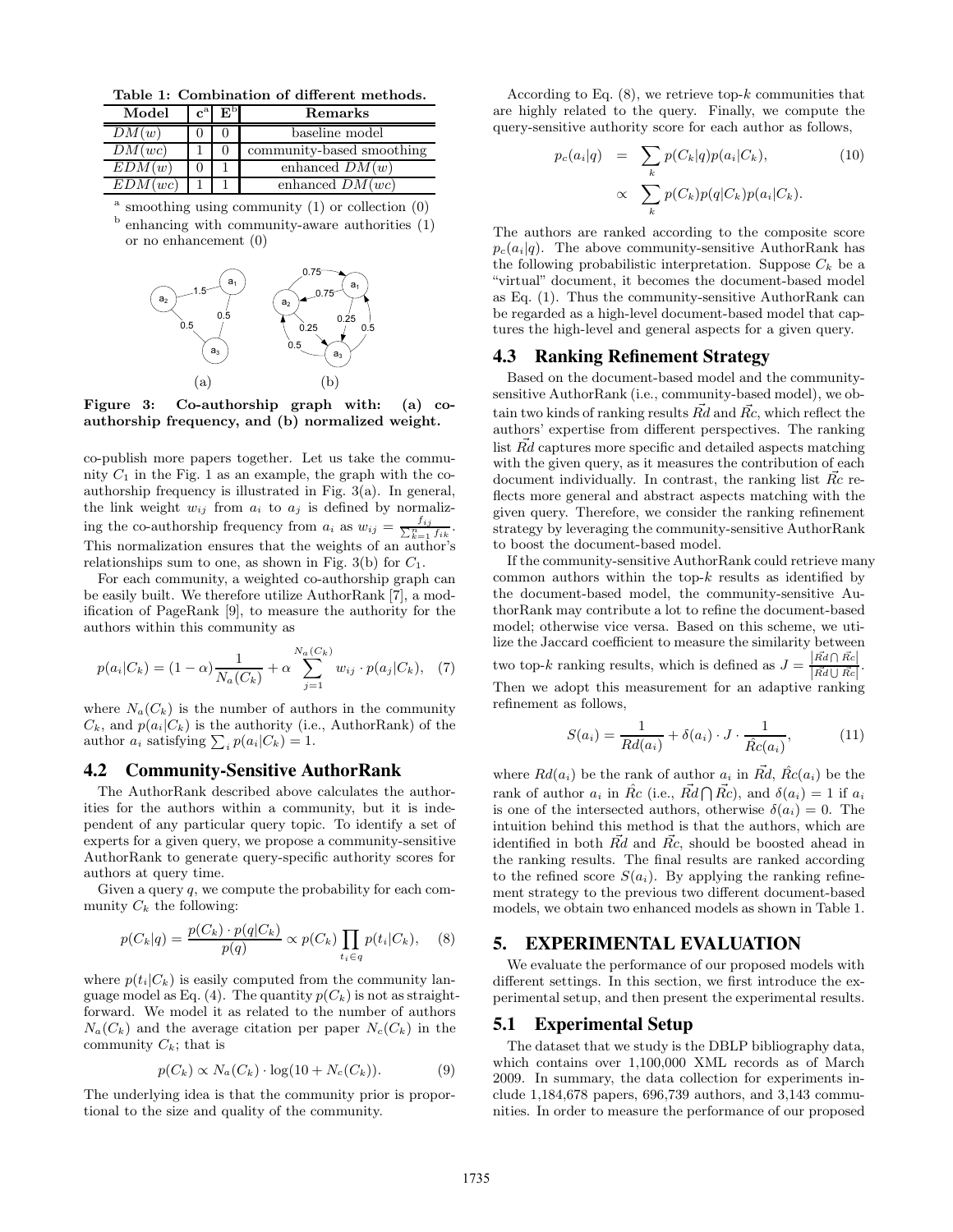**Table 1: Combination of different methods.**

| Model | $\mathbf{c}^a$ | $\mathbf{E}^b$ | Remarks |
|---|---|---|---|
| $DM(w)$ | 0 | 0 | baseline model |
| $DM(wc)$ | 1 | 0 | community-based smoothing |
| $EDM(w)$ | 0 | 1 | enhanced $DM(w)$ |
| $EDM(wc)$ | 1 | 1 | enhanced $DM(wc)$ |

[a] smoothing using community (1) or collection (0)
[b] enhancing with community-aware authorities (1) or no enhancement (0)

**Figure 3: Co-authorship graph with: (a) co-authorship frequency, and (b) normalized weight.**

co-publish more papers together. Let us take the community $C_1$ in the Fig. 1 as an example, the graph with the co-authorship frequency is illustrated in Fig. 3(a). In general, the link weight $w_{ij}$ from $a_i$ to $a_j$ is defined by normalizing the co-authorship frequency from $a_i$ as $w_{ij} = \frac{f_{ij}}{\sum_{k=1}^{n} f_{ik}}$. This normalization ensures that the weights of an author's relationships sum to one, as shown in Fig. 3(b) for $C_1$.

For each community, a weighted co-authorship graph can be easily built. We therefore utilize AuthorRank [7], a modification of PageRank [9], to measure the authority for the authors within this community as

$$p(a_i|C_k) = (1-\alpha)\frac{1}{N_a(C_k)} + \alpha \sum_{j=1}^{N_a(C_k)} w_{ij} \cdot p(a_j|C_k), \quad (7)$$

where $N_a(C_k)$ is the number of authors in the community $C_k$, and $p(a_i|C_k)$ is the authority (i.e., AuthorRank) of the author $a_i$ satisfying $\sum_i p(a_i|C_k) = 1$.

## 4.2 Community-Sensitive AuthorRank

The AuthorRank described above calculates the authorities for the authors within a community, but it is independent of any particular query topic. To identify a set of experts for a given query, we propose a community-sensitive AuthorRank to generate query-specific authority scores for authors at query time.

Given a query $q$, we compute the probability for each community $C_k$ the following:

$$p(C_k|q) = \frac{p(C_k) \cdot p(q|C_k)}{p(q)} \propto p(C_k) \prod_{t_i \in q} p(t_i|C_k), \quad (8)$$

where $p(t_i|C_k)$ is easily computed from the community language model as Eq. (4). The quantity $p(C_k)$ is not as straightforward. We model it as related to the number of authors $N_a(C_k)$ and the average citation per paper $N_c(C_k)$ in the community $C_k$; that is

$$p(C_k) \propto N_a(C_k) \cdot \log(10 + N_c(C_k)). \quad (9)$$

The underlying idea is that the community prior is proportional to the size and quality of the community.

According to Eq. (8), we retrieve top-$k$ communities that are highly related to the query. Finally, we compute the query-sensitive authority score for each author as follows,

$$\begin{aligned} p_c(a_i|q) &= \sum_k p(C_k|q)p(a_i|C_k), \quad (10) \\ &\propto \sum_k p(C_k)p(q|C_k)p(a_i|C_k). \end{aligned}$$

The authors are ranked according to the composite score $p_c(a_i|q)$. The above community-sensitive AuthorRank has the following probabilistic interpretation. Suppose $C_k$ be a "virtual" document, it becomes the document-based model as Eq. (1). Thus the community-sensitive AuthorRank can be regarded as a high-level document-based model that captures the high-level and general aspects for a given query.

## 4.3 Ranking Refinement Strategy

Based on the document-based model and the community-sensitive AuthorRank (i.e., community-based model), we obtain two kinds of ranking results $\vec{Rd}$ and $\vec{Rc}$, which reflect the authors' expertise from different perspectives. The ranking list $\vec{Rd}$ captures more specific and detailed aspects matching with the given query, as it measures the contribution of each document individually. In contrast, the ranking list $\vec{Rc}$ reflects more general and abstract aspects matching with the given query. Therefore, we consider the ranking refinement strategy by leveraging the community-sensitive AuthorRank to boost the document-based model.

If the community-sensitive AuthorRank could retrieve many common authors within the top-$k$ results as identified by the document-based model, the community-sensitive AuthorRank may contribute a lot to refine the document-based model; otherwise vice versa. Based on this scheme, we utilize the Jaccard coefficient to measure the similarity between two top-$k$ ranking results, which is defined as $J = \frac{|\vec{Rd} \cap \vec{Rc}|}{|\vec{Rd} \cup \vec{Rc}|}$. Then we adopt this measurement for an adaptive ranking refinement as follows,

$$S(a_i) = \frac{1}{Rd(a_i)} + \delta(a_i) \cdot J \cdot \frac{1}{\hat{Rc}(a_i)}, \quad (11)$$

where $Rd(a_i)$ be the rank of author $a_i$ in $\vec{Rd}$, $\hat{Rc}(a_i)$ be the rank of author $a_i$ in $\hat{Rc}$ (i.e., $\vec{Rd} \bigcap \vec{Rc}$), and $\delta(a_i) = 1$ if $a_i$ is one of the intersected authors, otherwise $\delta(a_i) = 0$. The intuition behind this method is that the authors, which are identified in both $\vec{Rd}$ and $\vec{Rc}$, should be boosted ahead in the ranking results. The final results are ranked according to the refined score $S(a_i)$. By applying the ranking refinement strategy to the previous two different document-based models, we obtain two enhanced models as shown in Table 1.

# 5. EXPERIMENTAL EVALUATION

We evaluate the performance of our proposed models with different settings. In this section, we first introduce the experimental setup, and then present the experimental results.

## 5.1 Experimental Setup

The dataset that we study is the DBLP bibliography data, which contains over 1,100,000 XML records as of March 2009. In summary, the data collection for experiments include 1,184,678 papers, 696,739 authors, and 3,143 communities. In order to measure the performance of our proposed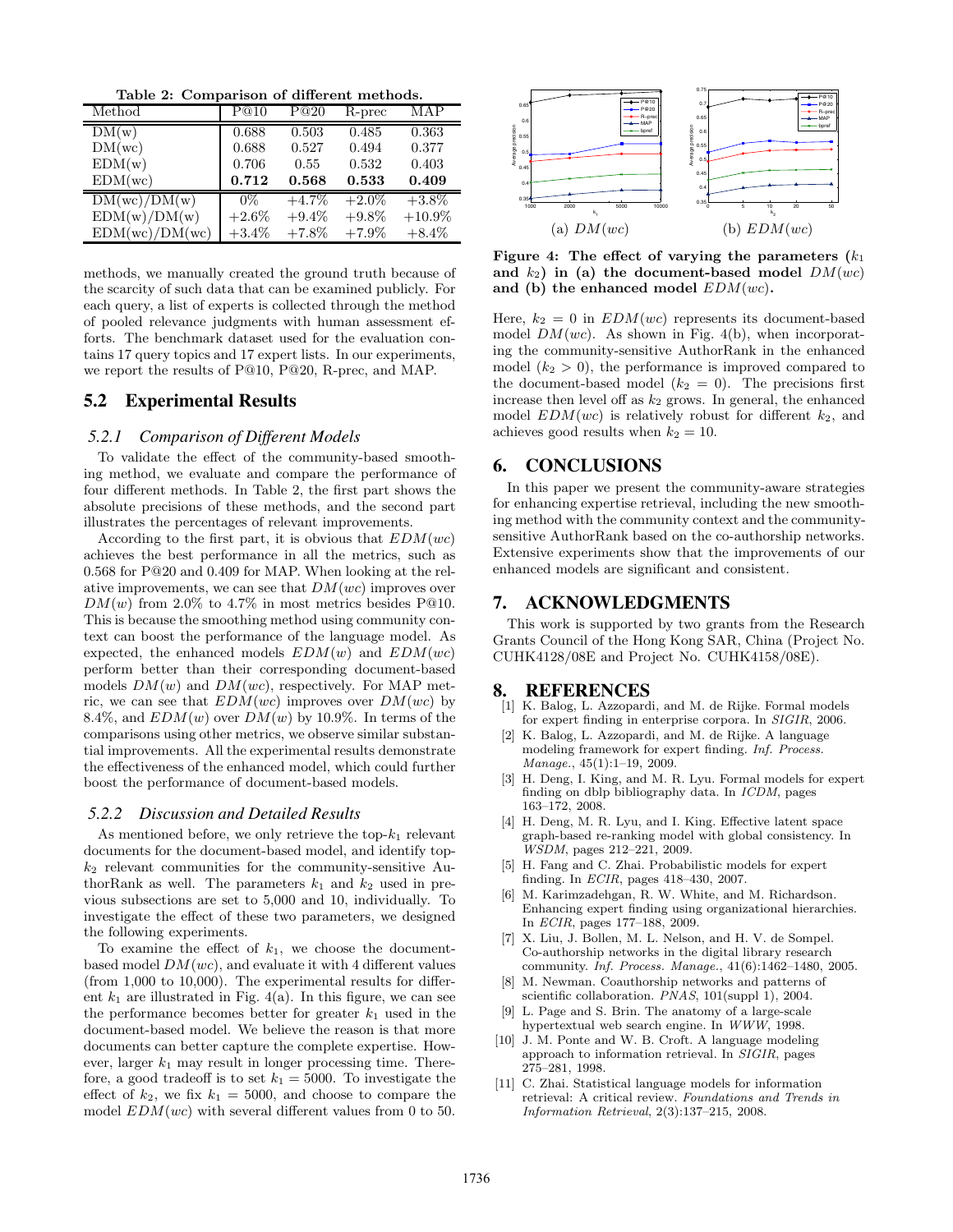**Table 2: Comparison of different methods.**

| Method | P@10 | P@20 | R-prec | MAP |
|---|---|---|---|---|
| DM(w) | 0.688 | 0.503 | 0.485 | 0.363 |
| DM(wc) | 0.688 | 0.527 | 0.494 | 0.377 |
| EDM(w) | 0.706 | 0.55 | 0.532 | 0.403 |
| EDM(wc) | **0.712** | **0.568** | **0.533** | **0.409** |
| DM(wc)/DM(w) | 0% | +4.7% | +2.0% | +3.8% |
| EDM(w)/DM(w) | +2.6% | +9.4% | +9.8% | +10.9% |
| EDM(wc)/DM(wc) | +3.4% | +7.8% | +7.9% | +8.4% |

methods, we manually created the ground truth because of the scarcity of such data that can be examined publicly. For each query, a list of experts is collected through the method of pooled relevance judgments with human assessment efforts. The benchmark dataset used for the evaluation contains 17 query topics and 17 expert lists. In our experiments, we report the results of P@10, P@20, R-prec, and MAP.

## 5.2 Experimental Results

### 5.2.1 Comparison of Different Models

To validate the effect of the community-based smoothing method, we evaluate and compare the performance of four different methods. In Table 2, the first part shows the absolute precisions of these methods, and the second part illustrates the percentages of relevant improvements.

According to the first part, it is obvious that $EDM(wc)$ achieves the best performance in all the metrics, such as 0.568 for P@20 and 0.409 for MAP. When looking at the relative improvements, we can see that $DM(wc)$ improves over $DM(w)$ from 2.0% to 4.7% in most metrics besides P@10. This is because the smoothing method using community context can boost the performance of the language model. As expected, the enhanced models $EDM(w)$ and $EDM(wc)$ perform better than their corresponding document-based models $DM(w)$ and $DM(wc)$, respectively. For MAP metric, we can see that $EDM(wc)$ improves over $DM(wc)$ by 8.4%, and $EDM(w)$ over $DM(w)$ by 10.9%. In terms of the comparisons using other metrics, we observe similar substantial improvements. All the experimental results demonstrate the effectiveness of the enhanced model, which could further boost the performance of document-based models.

### 5.2.2 Discussion and Detailed Results

As mentioned before, we only retrieve the top-$k_1$ relevant documents for the document-based model, and identify top-$k_2$ relevant communities for the community-sensitive AuthorRank as well. The parameters $k_1$ and $k_2$ used in previous subsections are set to 5,000 and 10, individually. To investigate the effect of these two parameters, we designed the following experiments.

To examine the effect of $k_1$, we choose the document-based model $DM(wc)$, and evaluate it with 4 different values (from 1,000 to 10,000). The experimental results for different $k_1$ are illustrated in Fig. 4(a). In this figure, we can see the performance becomes better for greater $k_1$ used in the document-based model. We believe the reason is that more documents can better capture the complete expertise. However, larger $k_1$ may result in longer processing time. Therefore, a good tradeoff is to set $k_1 = 5000$. To investigate the effect of $k_2$, we fix $k_1 = 5000$, and choose to compare the model $EDM(wc)$ with several different values from 0 to 50.

(a) $DM(wc)$

(b) $EDM(wc)$

**Figure 4: The effect of varying the parameters ($k_1$ and $k_2$) in (a) the document-based model $DM(wc)$ and (b) the enhanced model $EDM(wc)$.**

Here, $k_2 = 0$ in $EDM(wc)$ represents its document-based model $DM(wc)$. As shown in Fig. 4(b), when incorporating the community-sensitive AuthorRank in the enhanced model ($k_2 > 0$), the performance is improved compared to the document-based model ($k_2 = 0$). The precisions first increase then level off as $k_2$ grows. In general, the enhanced model $EDM(wc)$ is relatively robust for different $k_2$, and achieves good results when $k_2 = 10$.

## 6. CONCLUSIONS

In this paper we present the community-aware strategies for enhancing expertise retrieval, including the new smoothing method with the community context and the community-sensitive AuthorRank based on the co-authorship networks. Extensive experiments show that the improvements of our enhanced models are significant and consistent.

## 7. ACKNOWLEDGMENTS

This work is supported by two grants from the Research Grants Council of the Hong Kong SAR, China (Project No. CUHK4128/08E and Project No. CUHK4158/08E).

## 8. REFERENCES

[1] K. Balog, L. Azzopardi, and M. de Rijke. Formal models for expert finding in enterprise corpora. In *SIGIR*, 2006.

[2] K. Balog, L. Azzopardi, and M. de Rijke. A language modeling framework for expert finding. *Inf. Process. Manage.*, 45(1):1–19, 2009.

[3] H. Deng, I. King, and M. R. Lyu. Formal models for expert finding on dblp bibliography data. In *ICDM*, pages 163–172, 2008.

[4] H. Deng, M. R. Lyu, and I. King. Effective latent space graph-based re-ranking model with global consistency. In *WSDM*, pages 212–221, 2009.

[5] H. Fang and C. Zhai. Probabilistic models for expert finding. In *ECIR*, pages 418–430, 2007.

[6] M. Karimzadehgan, R. W. White, and M. Richardson. Enhancing expert finding using organizational hierarchies. In *ECIR*, pages 177–188, 2009.

[7] X. Liu, J. Bollen, M. L. Nelson, and H. V. de Sompel. Co-authorship networks in the digital library research community. *Inf. Process. Manage.*, 41(6):1462–1480, 2005.

[8] M. Newman. Coauthorship networks and patterns of scientific collaboration. *PNAS*, 101(suppl 1), 2004.

[9] L. Page and S. Brin. The anatomy of a large-scale hypertextual web search engine. In *WWW*, 1998.

[10] J. M. Ponte and W. B. Croft. A language modeling approach to information retrieval. In *SIGIR*, pages 275–281, 1998.

[11] C. Zhai. Statistical language models for information retrieval: A critical review. *Foundations and Trends in Information Retrieval*, 2(3):137–215, 2008.